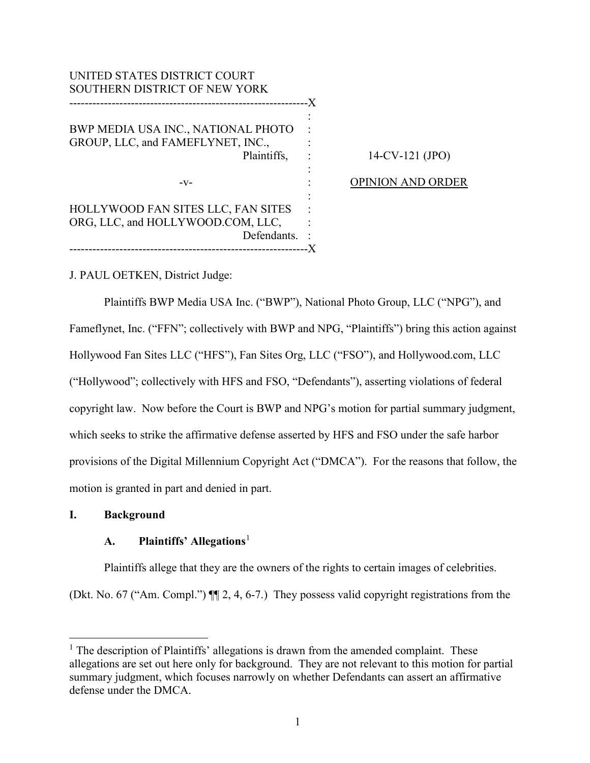UNITED STATES DISTRICT COURT
SOUTHERN DISTRICT OF NEW YORK

BWP MEDIA USA INC., NATIONAL PHOTO GROUP, LLC, and FAMEFLYNET, INC.,
Plaintiffs,

-v-

HOLLYWOOD FAN SITES LLC, FAN SITES ORG, LLC, and HOLLYWOOD.COM, LLC,
Defendants.

14-CV-121 (JPO)

OPINION AND ORDER

J. PAUL OETKEN, District Judge:

Plaintiffs BWP Media USA Inc. ("BWP"), National Photo Group, LLC ("NPG"), and Fameflynet, Inc. ("FFN"; collectively with BWP and NPG, "Plaintiffs") bring this action against Hollywood Fan Sites LLC ("HFS"), Fan Sites Org, LLC ("FSO"), and Hollywood.com, LLC ("Hollywood"; collectively with HFS and FSO, "Defendants"), asserting violations of federal copyright law. Now before the Court is BWP and NPG's motion for partial summary judgment, which seeks to strike the affirmative defense asserted by HFS and FSO under the safe harbor provisions of the Digital Millennium Copyright Act ("DMCA"). For the reasons that follow, the motion is granted in part and denied in part.

## I. Background

### A. Plaintiffs' Allegations[1]

Plaintiffs allege that they are the owners of the rights to certain images of celebrities. (Dkt. No. 67 ("Am. Compl.") ¶¶ 2, 4, 6-7.) They possess valid copyright registrations from the

[1] The description of Plaintiffs' allegations is drawn from the amended complaint. These allegations are set out here only for background. They are not relevant to this motion for partial summary judgment, which focuses narrowly on whether Defendants can assert an affirmative defense under the DMCA.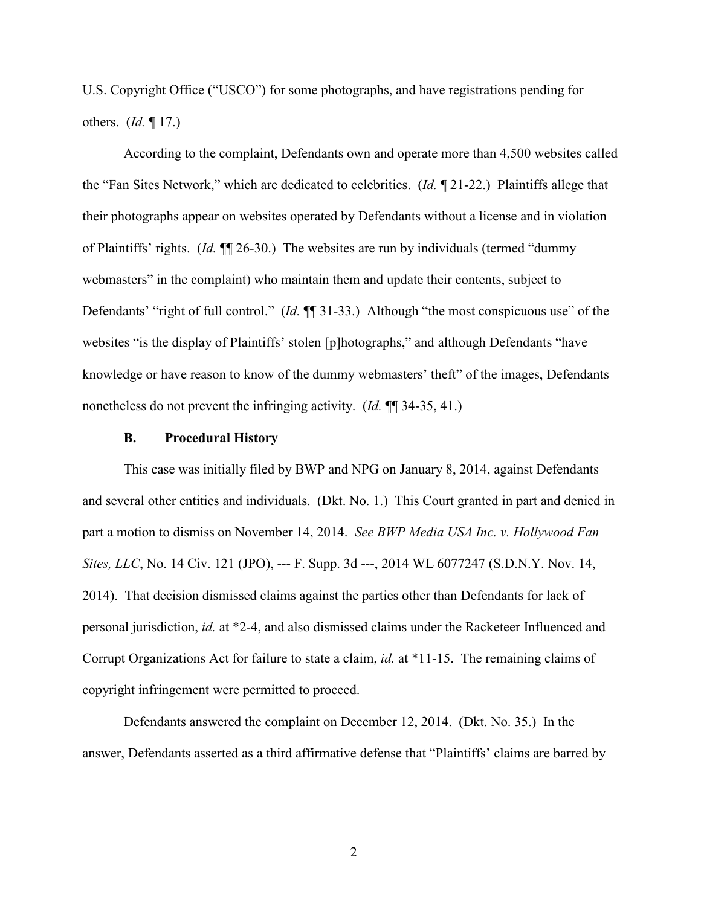U.S. Copyright Office ("USCO") for some photographs, and have registrations pending for others. (*Id.* ¶ 17.)

According to the complaint, Defendants own and operate more than 4,500 websites called the "Fan Sites Network," which are dedicated to celebrities. (*Id.* ¶ 21-22.) Plaintiffs allege that their photographs appear on websites operated by Defendants without a license and in violation of Plaintiffs' rights. (*Id.* ¶¶ 26-30.) The websites are run by individuals (termed "dummy webmasters" in the complaint) who maintain them and update their contents, subject to Defendants' "right of full control." (*Id.* ¶¶ 31-33.) Although "the most conspicuous use" of the websites "is the display of Plaintiffs' stolen [p]hotographs," and although Defendants "have knowledge or have reason to know of the dummy webmasters' theft" of the images, Defendants nonetheless do not prevent the infringing activity. (*Id.* ¶¶ 34-35, 41.)

### B. Procedural History

This case was initially filed by BWP and NPG on January 8, 2014, against Defendants and several other entities and individuals. (Dkt. No. 1.) This Court granted in part and denied in part a motion to dismiss on November 14, 2014. *See BWP Media USA Inc. v. Hollywood Fan Sites, LLC*, No. 14 Civ. 121 (JPO), --- F. Supp. 3d ---, 2014 WL 6077247 (S.D.N.Y. Nov. 14, 2014). That decision dismissed claims against the parties other than Defendants for lack of personal jurisdiction, *id.* at *2-4, and also dismissed claims under the Racketeer Influenced and Corrupt Organizations Act for failure to state a claim, *id.* at *11-15. The remaining claims of copyright infringement were permitted to proceed.

Defendants answered the complaint on December 12, 2014. (Dkt. No. 35.) In the answer, Defendants asserted as a third affirmative defense that "Plaintiffs' claims are barred by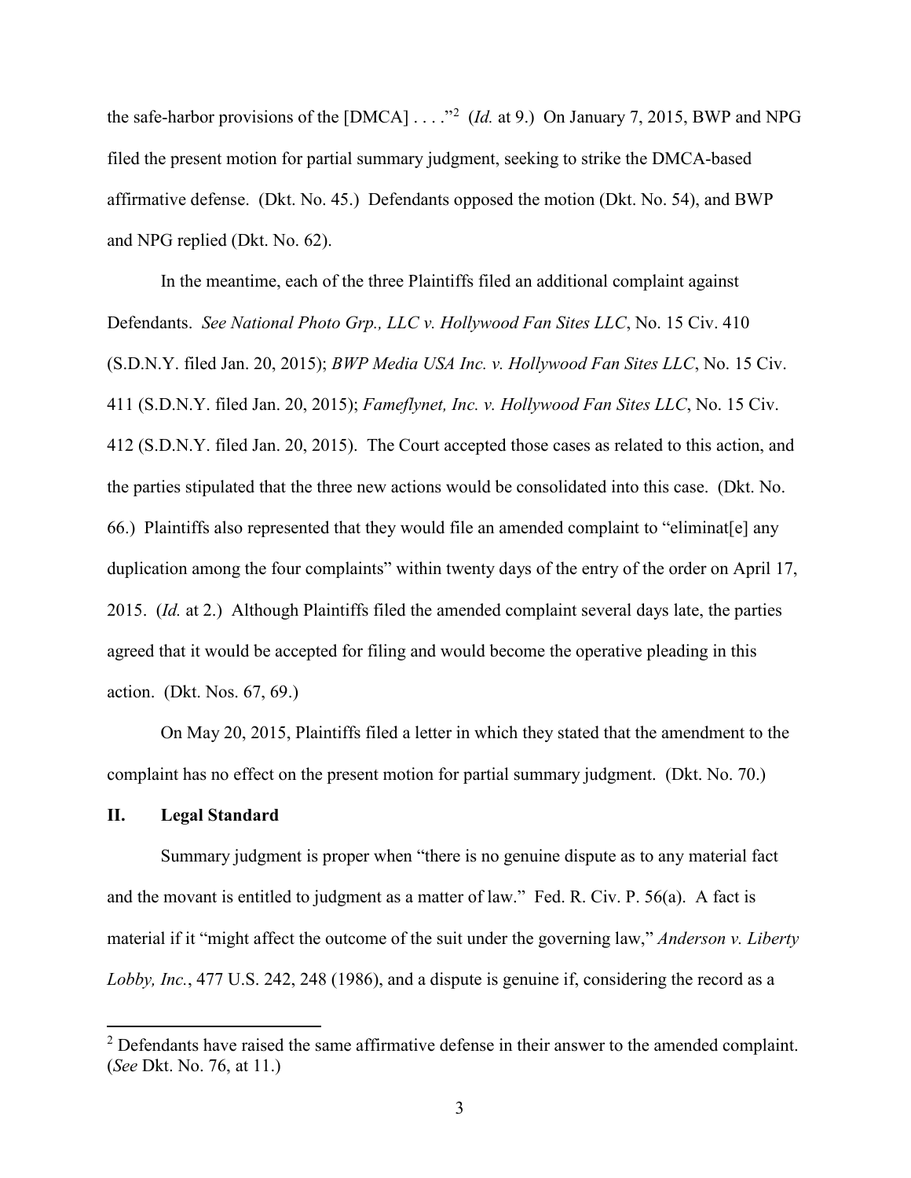the safe-harbor provisions of the [DMCA] . . . ."[2] (*Id.* at 9.) On January 7, 2015, BWP and NPG filed the present motion for partial summary judgment, seeking to strike the DMCA-based affirmative defense. (Dkt. No. 45.) Defendants opposed the motion (Dkt. No. 54), and BWP and NPG replied (Dkt. No. 62).

In the meantime, each of the three Plaintiffs filed an additional complaint against Defendants. *See National Photo Grp., LLC v. Hollywood Fan Sites LLC*, No. 15 Civ. 410 (S.D.N.Y. filed Jan. 20, 2015); *BWP Media USA Inc. v. Hollywood Fan Sites LLC*, No. 15 Civ. 411 (S.D.N.Y. filed Jan. 20, 2015); *Fameflynet, Inc. v. Hollywood Fan Sites LLC*, No. 15 Civ. 412 (S.D.N.Y. filed Jan. 20, 2015). The Court accepted those cases as related to this action, and the parties stipulated that the three new actions would be consolidated into this case. (Dkt. No. 66.) Plaintiffs also represented that they would file an amended complaint to "eliminat[e] any duplication among the four complaints" within twenty days of the entry of the order on April 17, 2015. (*Id.* at 2.) Although Plaintiffs filed the amended complaint several days late, the parties agreed that it would be accepted for filing and would become the operative pleading in this action. (Dkt. Nos. 67, 69.)

On May 20, 2015, Plaintiffs filed a letter in which they stated that the amendment to the complaint has no effect on the present motion for partial summary judgment. (Dkt. No. 70.)

## II. Legal Standard

Summary judgment is proper when "there is no genuine dispute as to any material fact and the movant is entitled to judgment as a matter of law." Fed. R. Civ. P. 56(a). A fact is material if it "might affect the outcome of the suit under the governing law," *Anderson v. Liberty Lobby, Inc.*, 477 U.S. 242, 248 (1986), and a dispute is genuine if, considering the record as a

[2] Defendants have raised the same affirmative defense in their answer to the amended complaint. (*See* Dkt. No. 76, at 11.)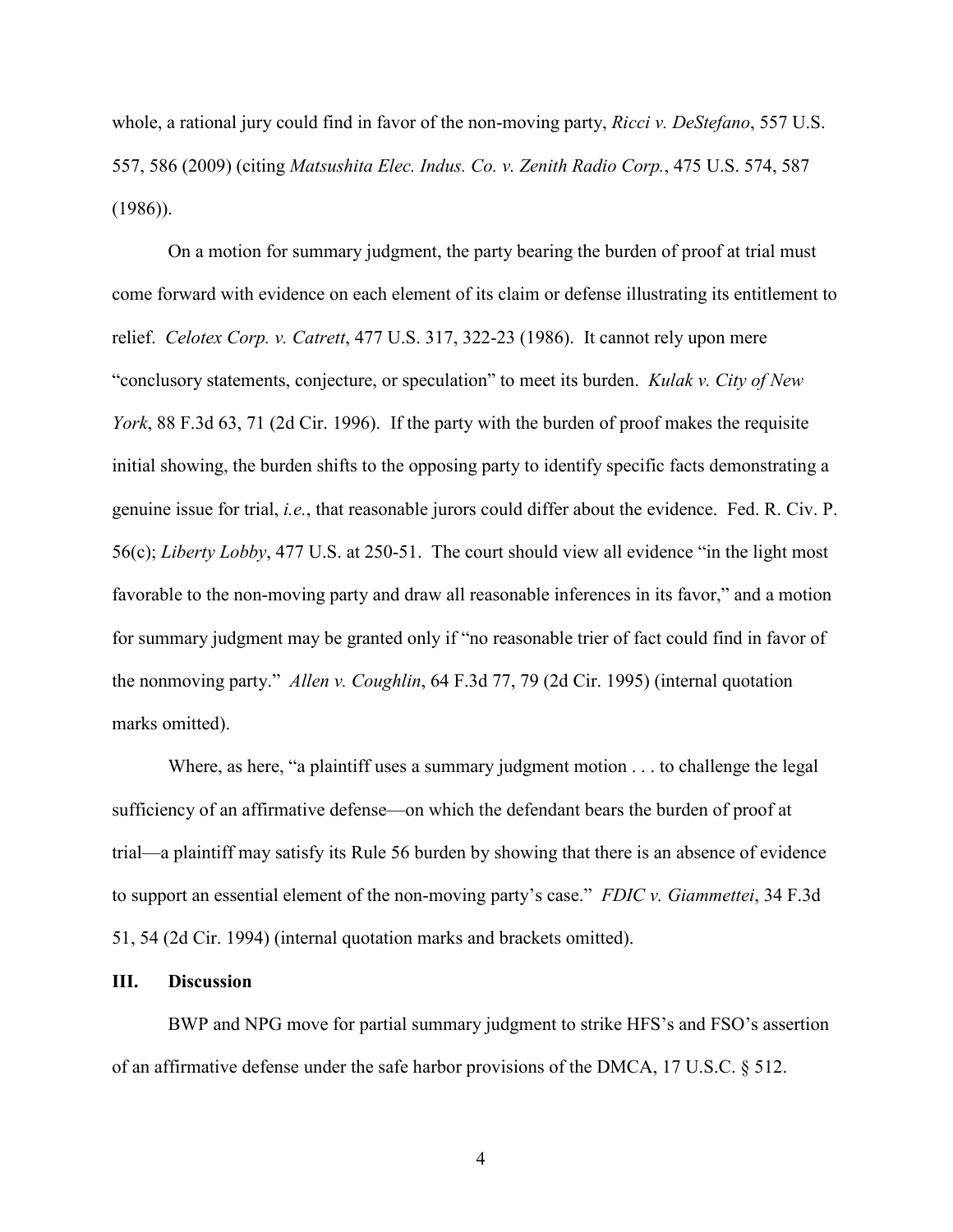whole, a rational jury could find in favor of the non-moving party, *Ricci v. DeStefano*, 557 U.S. 557, 586 (2009) (citing *Matsushita Elec. Indus. Co. v. Zenith Radio Corp.*, 475 U.S. 574, 587 (1986)).

On a motion for summary judgment, the party bearing the burden of proof at trial must come forward with evidence on each element of its claim or defense illustrating its entitlement to relief. *Celotex Corp. v. Catrett*, 477 U.S. 317, 322-23 (1986). It cannot rely upon mere "conclusory statements, conjecture, or speculation" to meet its burden. *Kulak v. City of New York*, 88 F.3d 63, 71 (2d Cir. 1996). If the party with the burden of proof makes the requisite initial showing, the burden shifts to the opposing party to identify specific facts demonstrating a genuine issue for trial, *i.e.*, that reasonable jurors could differ about the evidence. Fed. R. Civ. P. 56(c); *Liberty Lobby*, 477 U.S. at 250-51. The court should view all evidence "in the light most favorable to the non-moving party and draw all reasonable inferences in its favor," and a motion for summary judgment may be granted only if "no reasonable trier of fact could find in favor of the nonmoving party." *Allen v. Coughlin*, 64 F.3d 77, 79 (2d Cir. 1995) (internal quotation marks omitted).

Where, as here, "a plaintiff uses a summary judgment motion . . . to challenge the legal sufficiency of an affirmative defense—on which the defendant bears the burden of proof at trial—a plaintiff may satisfy its Rule 56 burden by showing that there is an absence of evidence to support an essential element of the non-moving party's case." *FDIC v. Giammettei*, 34 F.3d 51, 54 (2d Cir. 1994) (internal quotation marks and brackets omitted).

## III. Discussion

BWP and NPG move for partial summary judgment to strike HFS's and FSO's assertion of an affirmative defense under the safe harbor provisions of the DMCA, 17 U.S.C. § 512.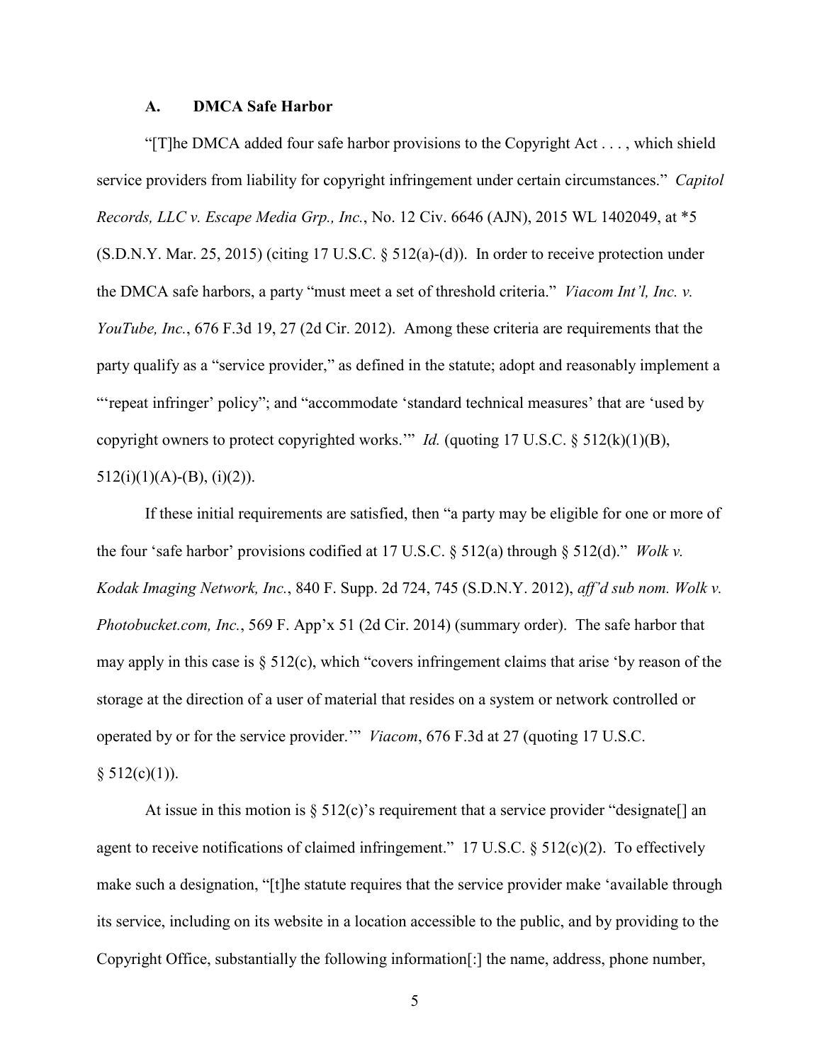### A. DMCA Safe Harbor

"[T]he DMCA added four safe harbor provisions to the Copyright Act . . . , which shield service providers from liability for copyright infringement under certain circumstances." *Capitol Records, LLC v. Escape Media Grp., Inc.*, No. 12 Civ. 6646 (AJN), 2015 WL 1402049, at *5 (S.D.N.Y. Mar. 25, 2015) (citing 17 U.S.C. § 512(a)-(d)). In order to receive protection under the DMCA safe harbors, a party "must meet a set of threshold criteria." *Viacom Int'l, Inc. v. YouTube, Inc.*, 676 F.3d 19, 27 (2d Cir. 2012). Among these criteria are requirements that the party qualify as a "service provider," as defined in the statute; adopt and reasonably implement a "'repeat infringer' policy"; and "accommodate 'standard technical measures' that are 'used by copyright owners to protect copyrighted works.'" *Id.* (quoting 17 U.S.C. § 512(k)(1)(B), 512(i)(1)(A)-(B), (i)(2)).

If these initial requirements are satisfied, then "a party may be eligible for one or more of the four 'safe harbor' provisions codified at 17 U.S.C. § 512(a) through § 512(d)." *Wolk v. Kodak Imaging Network, Inc.*, 840 F. Supp. 2d 724, 745 (S.D.N.Y. 2012), *aff'd sub nom. Wolk v. Photobucket.com, Inc.*, 569 F. App'x 51 (2d Cir. 2014) (summary order). The safe harbor that may apply in this case is § 512(c), which "covers infringement claims that arise 'by reason of the storage at the direction of a user of material that resides on a system or network controlled or operated by or for the service provider.'" *Viacom*, 676 F.3d at 27 (quoting 17 U.S.C. § 512(c)(1)).

At issue in this motion is § 512(c)'s requirement that a service provider "designate[] an agent to receive notifications of claimed infringement." 17 U.S.C. § 512(c)(2). To effectively make such a designation, "[t]he statute requires that the service provider make 'available through its service, including on its website in a location accessible to the public, and by providing to the Copyright Office, substantially the following information[:] the name, address, phone number,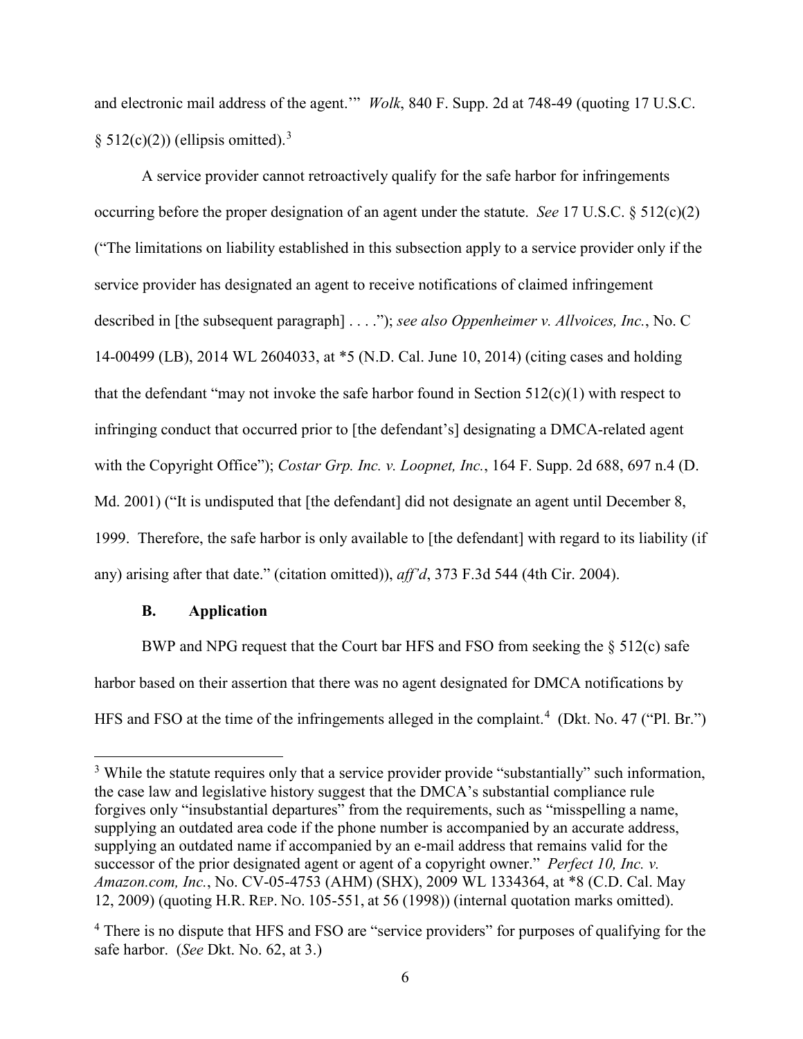and electronic mail address of the agent.'" *Wolk*, 840 F. Supp. 2d at 748-49 (quoting 17 U.S.C. § 512(c)(2)) (ellipsis omitted).[3]

A service provider cannot retroactively qualify for the safe harbor for infringements occurring before the proper designation of an agent under the statute. *See* 17 U.S.C. § 512(c)(2) ("The limitations on liability established in this subsection apply to a service provider only if the service provider has designated an agent to receive notifications of claimed infringement described in [the subsequent paragraph] . . . ."); *see also Oppenheimer v. Allvoices, Inc.*, No. C 14-00499 (LB), 2014 WL 2604033, at *5 (N.D. Cal. June 10, 2014) (citing cases and holding that the defendant "may not invoke the safe harbor found in Section 512(c)(1) with respect to infringing conduct that occurred prior to [the defendant's] designating a DMCA-related agent with the Copyright Office"); *Costar Grp. Inc. v. Loopnet, Inc.*, 164 F. Supp. 2d 688, 697 n.4 (D. Md. 2001) ("It is undisputed that [the defendant] did not designate an agent until December 8, 1999. Therefore, the safe harbor is only available to [the defendant] with regard to its liability (if any) arising after that date." (citation omitted)), *aff'd*, 373 F.3d 544 (4th Cir. 2004).

### B. Application

BWP and NPG request that the Court bar HFS and FSO from seeking the § 512(c) safe harbor based on their assertion that there was no agent designated for DMCA notifications by HFS and FSO at the time of the infringements alleged in the complaint.[4] (Dkt. No. 47 ("Pl. Br.")

---

[3] While the statute requires only that a service provider provide "substantially" such information, the case law and legislative history suggest that the DMCA's substantial compliance rule forgives only "insubstantial departures" from the requirements, such as "misspelling a name, supplying an outdated area code if the phone number is accompanied by an accurate address, supplying an outdated name if accompanied by an e-mail address that remains valid for the successor of the prior designated agent or agent of a copyright owner." *Perfect 10, Inc. v. Amazon.com, Inc.*, No. CV-05-4753 (AHM) (SHX), 2009 WL 1334364, at *8 (C.D. Cal. May 12, 2009) (quoting H.R. REP. NO. 105-551, at 56 (1998)) (internal quotation marks omitted).

[4] There is no dispute that HFS and FSO are "service providers" for purposes of qualifying for the safe harbor. (*See* Dkt. No. 62, at 3.)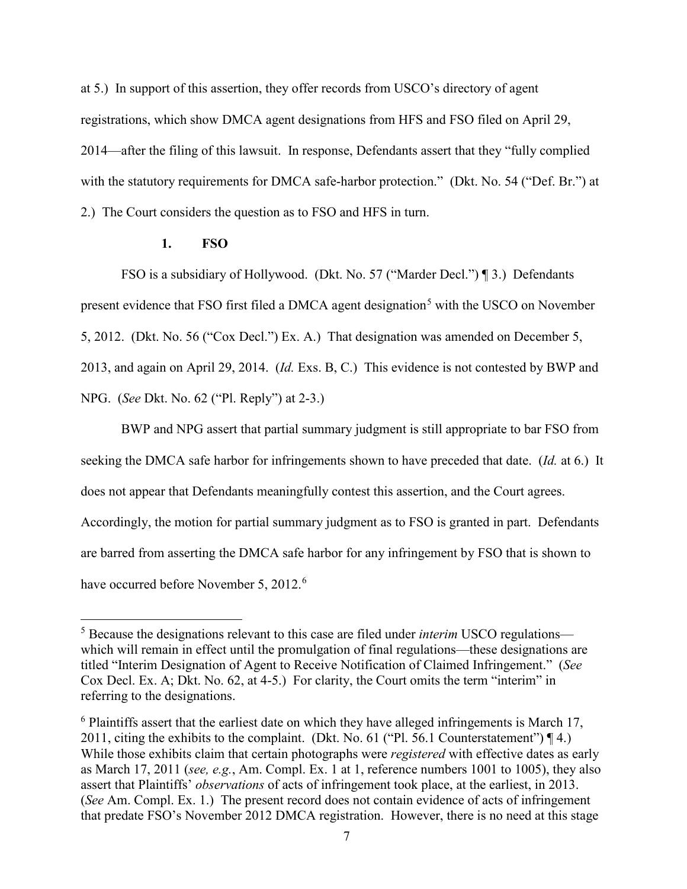at 5.) In support of this assertion, they offer records from USCO's directory of agent registrations, which show DMCA agent designations from HFS and FSO filed on April 29, 2014—after the filing of this lawsuit. In response, Defendants assert that they "fully complied with the statutory requirements for DMCA safe-harbor protection." (Dkt. No. 54 ("Def. Br.") at 2.) The Court considers the question as to FSO and HFS in turn.

### 1. FSO

FSO is a subsidiary of Hollywood. (Dkt. No. 57 ("Marder Decl.") ¶ 3.) Defendants present evidence that FSO first filed a DMCA agent designation[5] with the USCO on November 5, 2012. (Dkt. No. 56 ("Cox Decl.") Ex. A.) That designation was amended on December 5, 2013, and again on April 29, 2014. (*Id.* Exs. B, C.) This evidence is not contested by BWP and NPG. (*See* Dkt. No. 62 ("Pl. Reply") at 2-3.)

BWP and NPG assert that partial summary judgment is still appropriate to bar FSO from seeking the DMCA safe harbor for infringements shown to have preceded that date. (*Id.* at 6.) It does not appear that Defendants meaningfully contest this assertion, and the Court agrees. Accordingly, the motion for partial summary judgment as to FSO is granted in part. Defendants are barred from asserting the DMCA safe harbor for any infringement by FSO that is shown to have occurred before November 5, 2012.[6]

---

[5] Because the designations relevant to this case are filed under *interim* USCO regulations—which will remain in effect until the promulgation of final regulations—these designations are titled "Interim Designation of Agent to Receive Notification of Claimed Infringement." (*See* Cox Decl. Ex. A; Dkt. No. 62, at 4-5.) For clarity, the Court omits the term "interim" in referring to the designations.

[6] Plaintiffs assert that the earliest date on which they have alleged infringements is March 17, 2011, citing the exhibits to the complaint. (Dkt. No. 61 ("Pl. 56.1 Counterstatement") ¶ 4.) While those exhibits claim that certain photographs were *registered* with effective dates as early as March 17, 2011 (*see, e.g.*, Am. Compl. Ex. 1 at 1, reference numbers 1001 to 1005), they also assert that Plaintiffs' *observations* of acts of infringement took place, at the earliest, in 2013. (*See* Am. Compl. Ex. 1.) The present record does not contain evidence of acts of infringement that predate FSO's November 2012 DMCA registration. However, there is no need at this stage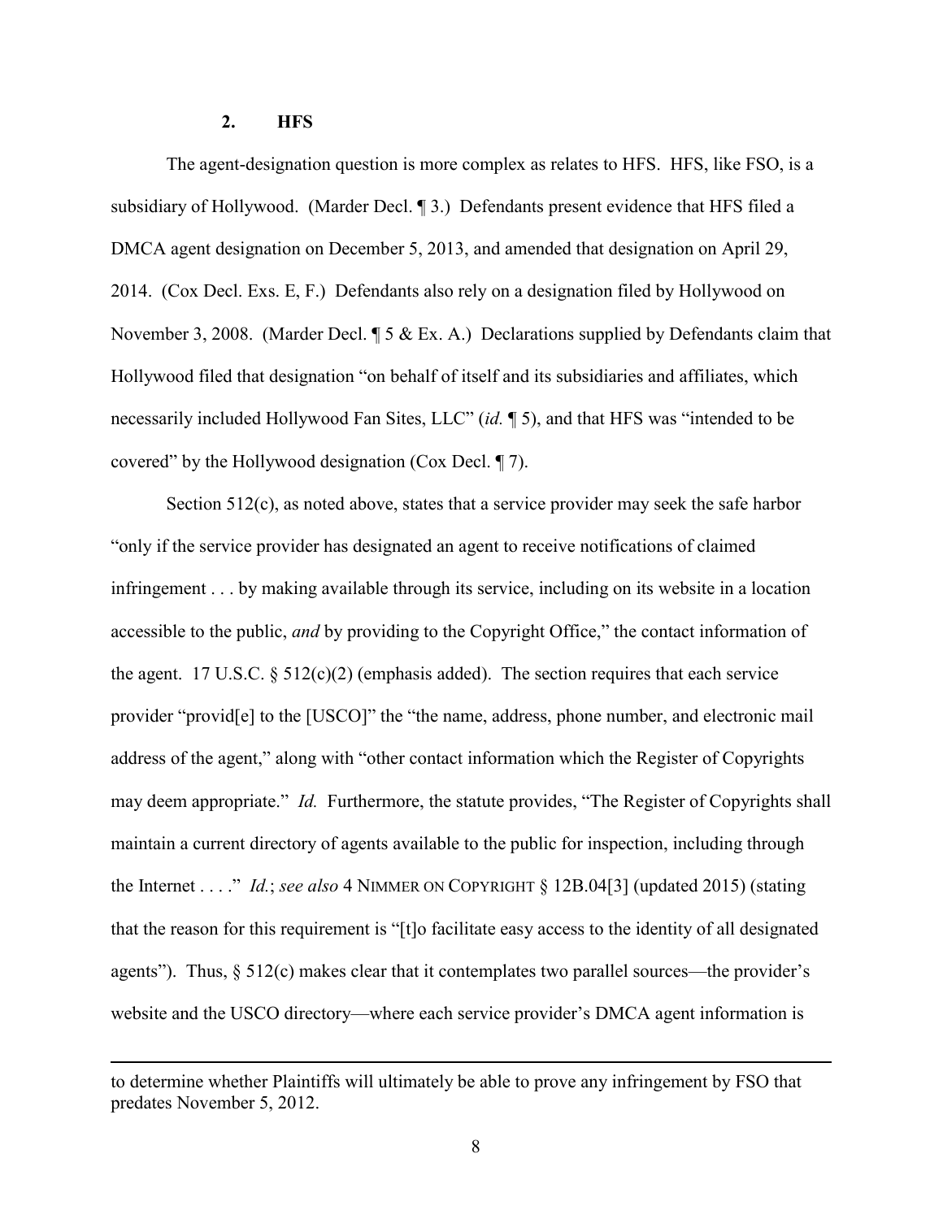### 2. HFS

The agent-designation question is more complex as relates to HFS. HFS, like FSO, is a subsidiary of Hollywood. (Marder Decl. ¶ 3.) Defendants present evidence that HFS filed a DMCA agent designation on December 5, 2013, and amended that designation on April 29, 2014. (Cox Decl. Exs. E, F.) Defendants also rely on a designation filed by Hollywood on November 3, 2008. (Marder Decl. ¶ 5 & Ex. A.) Declarations supplied by Defendants claim that Hollywood filed that designation "on behalf of itself and its subsidiaries and affiliates, which necessarily included Hollywood Fan Sites, LLC" (*id.* ¶ 5), and that HFS was "intended to be covered" by the Hollywood designation (Cox Decl. ¶ 7).

Section 512(c), as noted above, states that a service provider may seek the safe harbor "only if the service provider has designated an agent to receive notifications of claimed infringement . . . by making available through its service, including on its website in a location accessible to the public, *and* by providing to the Copyright Office," the contact information of the agent. 17 U.S.C. § 512(c)(2) (emphasis added). The section requires that each service provider "provid[e] to the [USCO]" the "the name, address, phone number, and electronic mail address of the agent," along with "other contact information which the Register of Copyrights may deem appropriate." *Id.* Furthermore, the statute provides, "The Register of Copyrights shall maintain a current directory of agents available to the public for inspection, including through the Internet . . . ." *Id.*; *see also* 4 NIMMER ON COPYRIGHT § 12B.04[3] (updated 2015) (stating that the reason for this requirement is "[t]o facilitate easy access to the identity of all designated agents"). Thus, § 512(c) makes clear that it contemplates two parallel sources—the provider's website and the USCO directory—where each service provider's DMCA agent information is

---

to determine whether Plaintiffs will ultimately be able to prove any infringement by FSO that predates November 5, 2012.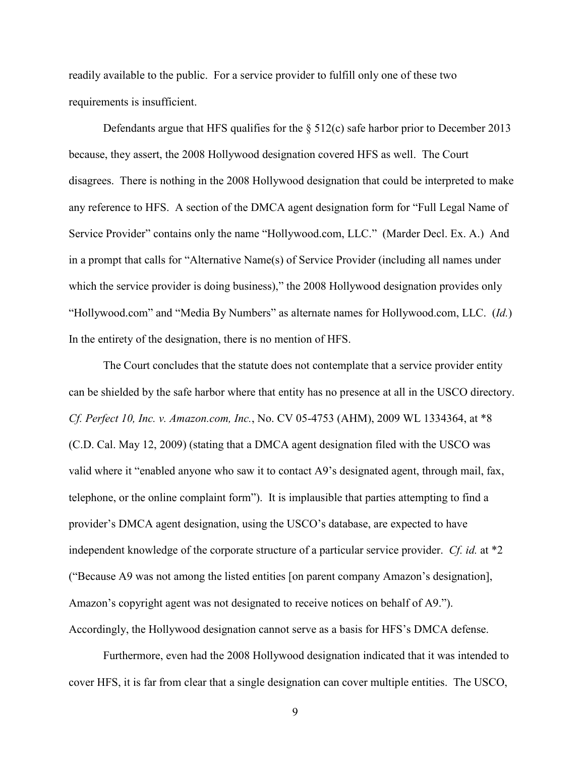readily available to the public. For a service provider to fulfill only one of these two requirements is insufficient.

Defendants argue that HFS qualifies for the § 512(c) safe harbor prior to December 2013 because, they assert, the 2008 Hollywood designation covered HFS as well. The Court disagrees. There is nothing in the 2008 Hollywood designation that could be interpreted to make any reference to HFS. A section of the DMCA agent designation form for "Full Legal Name of Service Provider" contains only the name "Hollywood.com, LLC." (Marder Decl. Ex. A.) And in a prompt that calls for "Alternative Name(s) of Service Provider (including all names under which the service provider is doing business)," the 2008 Hollywood designation provides only "Hollywood.com" and "Media By Numbers" as alternate names for Hollywood.com, LLC. (*Id.*) In the entirety of the designation, there is no mention of HFS.

The Court concludes that the statute does not contemplate that a service provider entity can be shielded by the safe harbor where that entity has no presence at all in the USCO directory. *Cf. Perfect 10, Inc. v. Amazon.com, Inc.*, No. CV 05-4753 (AHM), 2009 WL 1334364, at *8 (C.D. Cal. May 12, 2009) (stating that a DMCA agent designation filed with the USCO was valid where it "enabled anyone who saw it to contact A9's designated agent, through mail, fax, telephone, or the online complaint form"). It is implausible that parties attempting to find a provider's DMCA agent designation, using the USCO's database, are expected to have independent knowledge of the corporate structure of a particular service provider. *Cf. id.* at *2 ("Because A9 was not among the listed entities [on parent company Amazon's designation], Amazon's copyright agent was not designated to receive notices on behalf of A9."). Accordingly, the Hollywood designation cannot serve as a basis for HFS's DMCA defense.

Furthermore, even had the 2008 Hollywood designation indicated that it was intended to cover HFS, it is far from clear that a single designation can cover multiple entities. The USCO,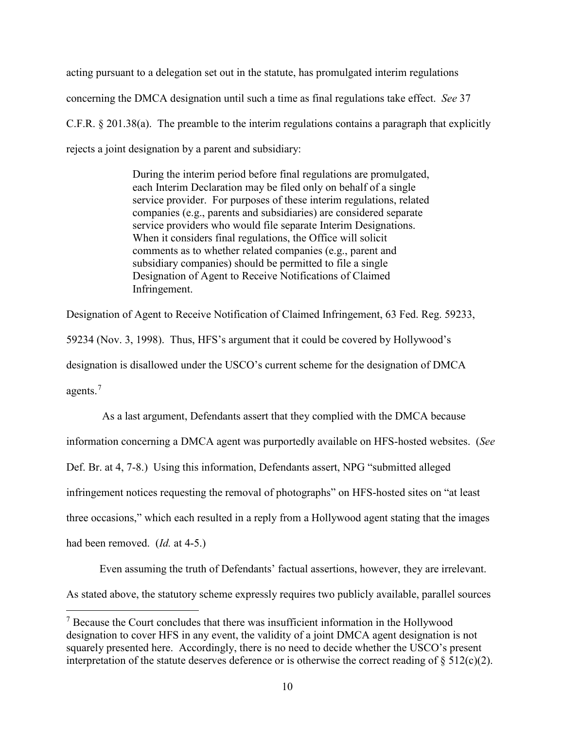acting pursuant to a delegation set out in the statute, has promulgated interim regulations concerning the DMCA designation until such a time as final regulations take effect. *See* 37 C.F.R. § 201.38(a). The preamble to the interim regulations contains a paragraph that explicitly rejects a joint designation by a parent and subsidiary:

> During the interim period before final regulations are promulgated, each Interim Declaration may be filed only on behalf of a single service provider. For purposes of these interim regulations, related companies (e.g., parents and subsidiaries) are considered separate service providers who would file separate Interim Designations. When it considers final regulations, the Office will solicit comments as to whether related companies (e.g., parent and subsidiary companies) should be permitted to file a single Designation of Agent to Receive Notifications of Claimed Infringement.

Designation of Agent to Receive Notification of Claimed Infringement, 63 Fed. Reg. 59233, 59234 (Nov. 3, 1998). Thus, HFS's argument that it could be covered by Hollywood's designation is disallowed under the USCO's current scheme for the designation of DMCA agents.[7]

As a last argument, Defendants assert that they complied with the DMCA because information concerning a DMCA agent was purportedly available on HFS-hosted websites. (*See* Def. Br. at 4, 7-8.) Using this information, Defendants assert, NPG "submitted alleged infringement notices requesting the removal of photographs" on HFS-hosted sites on "at least three occasions," which each resulted in a reply from a Hollywood agent stating that the images had been removed. (*Id.* at 4-5.)

Even assuming the truth of Defendants' factual assertions, however, they are irrelevant. As stated above, the statutory scheme expressly requires two publicly available, parallel sources

---

[7] Because the Court concludes that there was insufficient information in the Hollywood designation to cover HFS in any event, the validity of a joint DMCA agent designation is not squarely presented here. Accordingly, there is no need to decide whether the USCO's present interpretation of the statute deserves deference or is otherwise the correct reading of § 512(c)(2).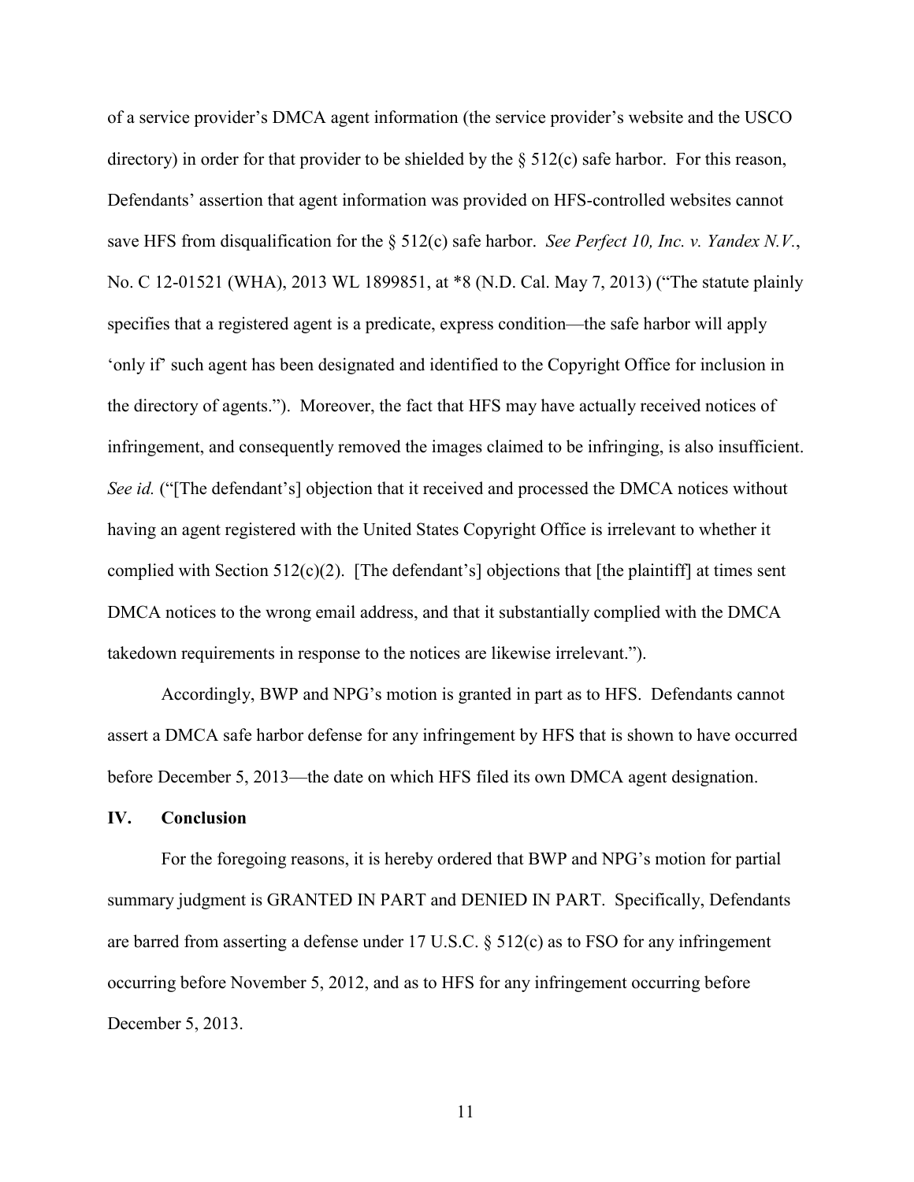of a service provider's DMCA agent information (the service provider's website and the USCO directory) in order for that provider to be shielded by the § 512(c) safe harbor. For this reason, Defendants' assertion that agent information was provided on HFS-controlled websites cannot save HFS from disqualification for the § 512(c) safe harbor. *See Perfect 10, Inc. v. Yandex N.V.*, No. C 12-01521 (WHA), 2013 WL 1899851, at *8 (N.D. Cal. May 7, 2013) ("The statute plainly specifies that a registered agent is a predicate, express condition—the safe harbor will apply 'only if' such agent has been designated and identified to the Copyright Office for inclusion in the directory of agents."). Moreover, the fact that HFS may have actually received notices of infringement, and consequently removed the images claimed to be infringing, is also insufficient. *See id.* ("[The defendant's] objection that it received and processed the DMCA notices without having an agent registered with the United States Copyright Office is irrelevant to whether it complied with Section 512(c)(2). [The defendant's] objections that [the plaintiff] at times sent DMCA notices to the wrong email address, and that it substantially complied with the DMCA takedown requirements in response to the notices are likewise irrelevant.").

Accordingly, BWP and NPG's motion is granted in part as to HFS. Defendants cannot assert a DMCA safe harbor defense for any infringement by HFS that is shown to have occurred before December 5, 2013—the date on which HFS filed its own DMCA agent designation.

## IV. Conclusion

For the foregoing reasons, it is hereby ordered that BWP and NPG's motion for partial summary judgment is GRANTED IN PART and DENIED IN PART. Specifically, Defendants are barred from asserting a defense under 17 U.S.C. § 512(c) as to FSO for any infringement occurring before November 5, 2012, and as to HFS for any infringement occurring before December 5, 2013.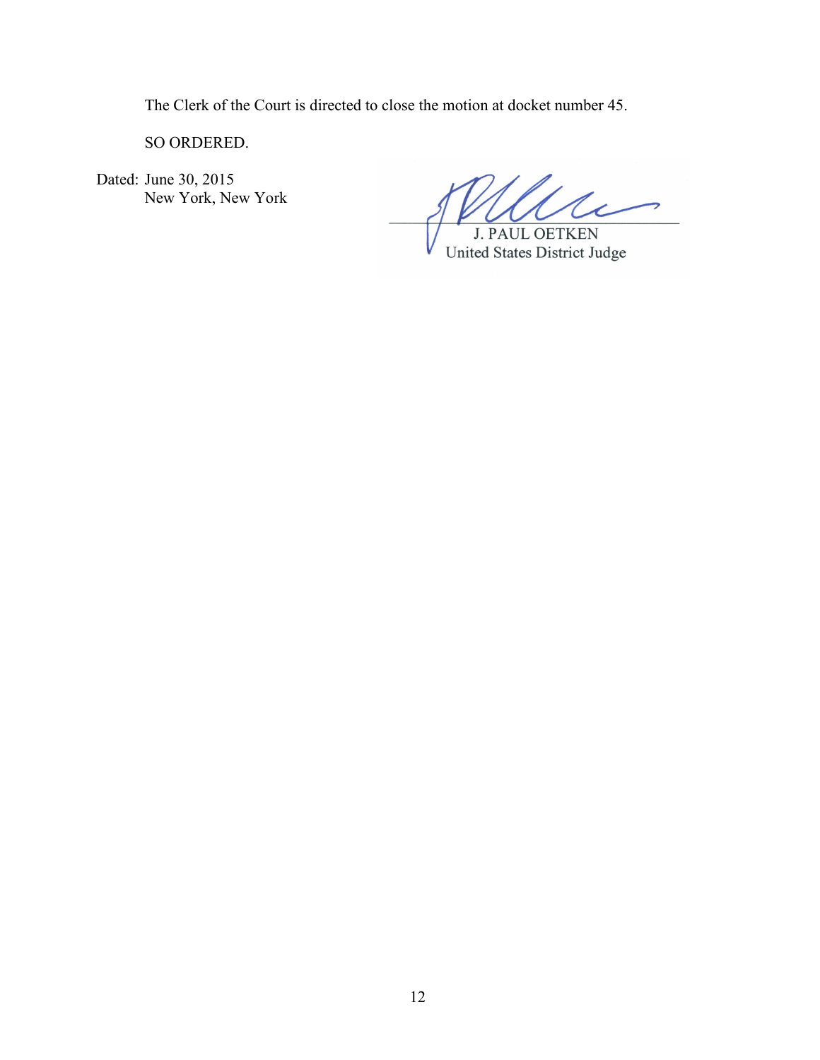The Clerk of the Court is directed to close the motion at docket number 45.

SO ORDERED.

Dated: June 30, 2015
New York, New York

J. PAUL OETKEN
United States District Judge